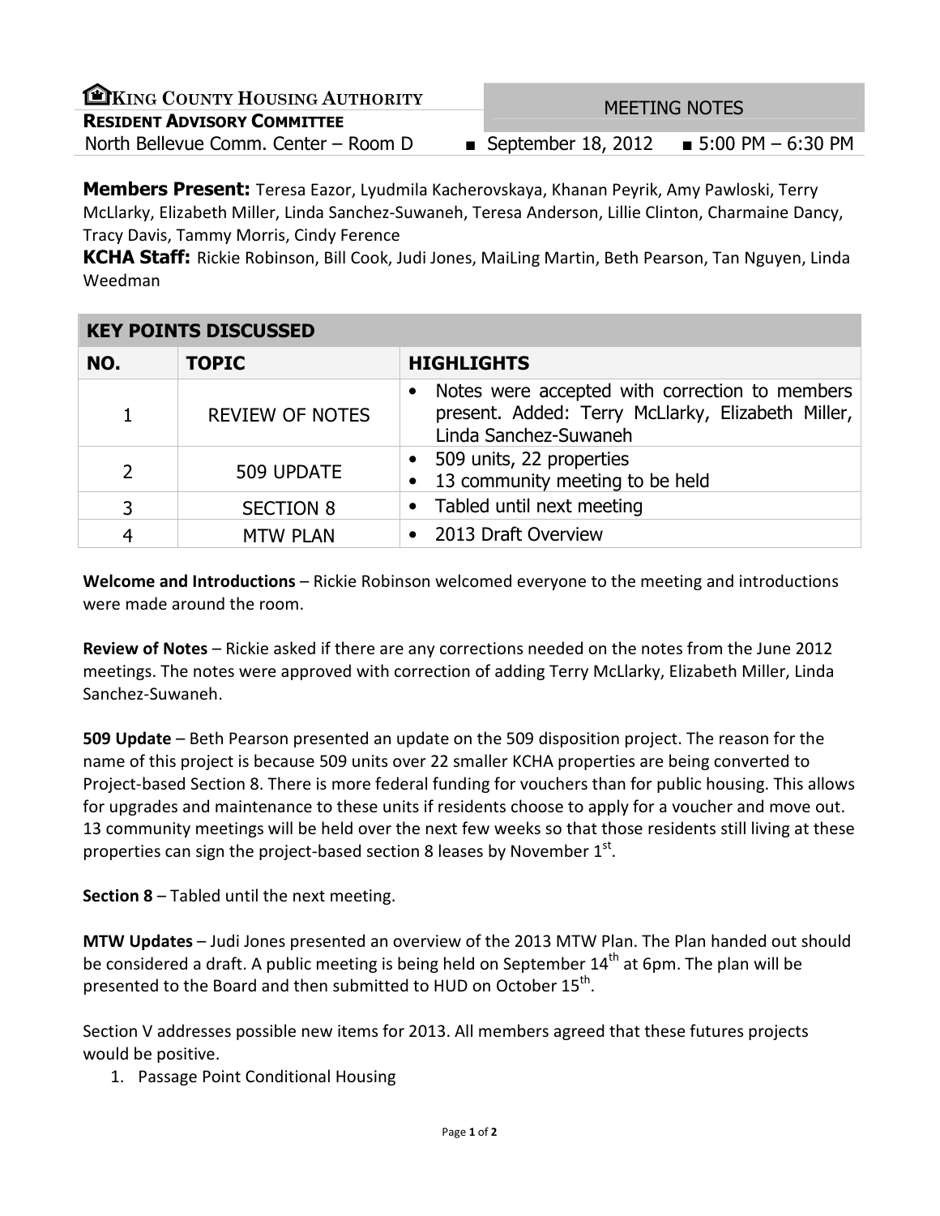**KING COUNTY HOUSING AUTHORITY**
**RESIDENT ADVISORY COMMITTEE**
North Bellevue Comm. Center – Room D

MEETING NOTES

■ September 18, 2012 ■ 5:00 PM – 6:30 PM

**Members Present:** Teresa Eazor, Lyudmila Kacherovskaya, Khanan Peyrik, Amy Pawloski, Terry McLlarky, Elizabeth Miller, Linda Sanchez-Suwaneh, Teresa Anderson, Lillie Clinton, Charmaine Dancy, Tracy Davis, Tammy Morris, Cindy Ference

**KCHA Staff:** Rickie Robinson, Bill Cook, Judi Jones, MaiLing Martin, Beth Pearson, Tan Nguyen, Linda Weedman

**KEY POINTS DISCUSSED**

| NO. | TOPIC | HIGHLIGHTS |
|---|---|---|
| 1 | REVIEW OF NOTES | • Notes were accepted with correction to members present. Added: Terry McLlarky, Elizabeth Miller, Linda Sanchez-Suwaneh |
| 2 | 509 UPDATE | • 509 units, 22 properties<br>• 13 community meeting to be held |
| 3 | SECTION 8 | • Tabled until next meeting |
| 4 | MTW PLAN | • 2013 Draft Overview |

**Welcome and Introductions** – Rickie Robinson welcomed everyone to the meeting and introductions were made around the room.

**Review of Notes** – Rickie asked if there are any corrections needed on the notes from the June 2012 meetings. The notes were approved with correction of adding Terry McLlarky, Elizabeth Miller, Linda Sanchez-Suwaneh.

**509 Update** – Beth Pearson presented an update on the 509 disposition project. The reason for the name of this project is because 509 units over 22 smaller KCHA properties are being converted to Project-based Section 8. There is more federal funding for vouchers than for public housing. This allows for upgrades and maintenance to these units if residents choose to apply for a voucher and move out. 13 community meetings will be held over the next few weeks so that those residents still living at these properties can sign the project-based section 8 leases by November 1st.

**Section 8** – Tabled until the next meeting.

**MTW Updates** – Judi Jones presented an overview of the 2013 MTW Plan. The Plan handed out should be considered a draft. A public meeting is being held on September 14th at 6pm. The plan will be presented to the Board and then submitted to HUD on October 15th.

Section V addresses possible new items for 2013. All members agreed that these futures projects would be positive.

1. Passage Point Conditional Housing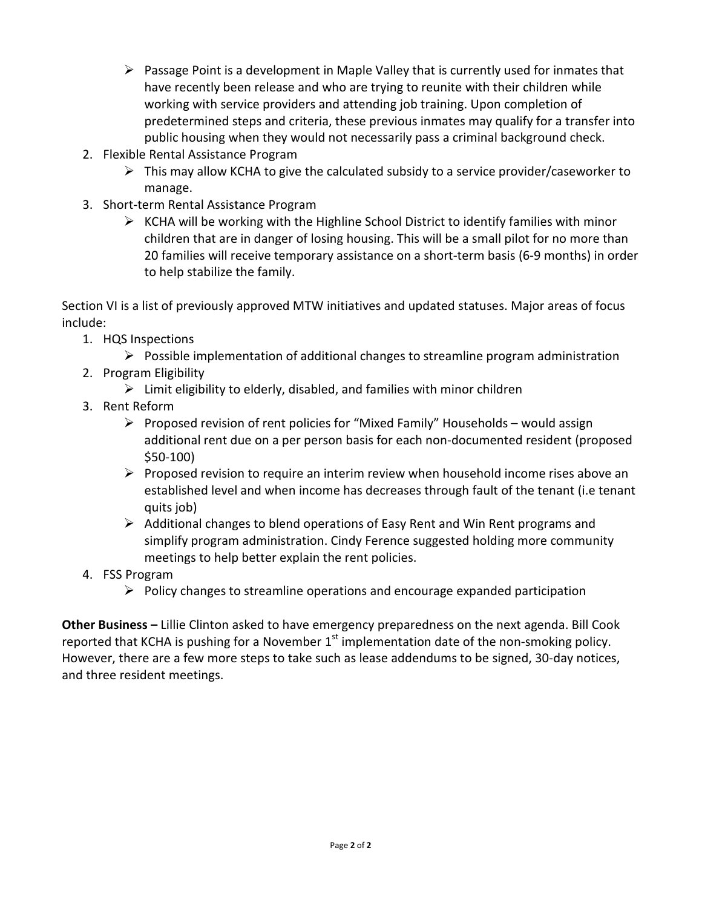- Passage Point is a development in Maple Valley that is currently used for inmates that have recently been release and who are trying to reunite with their children while working with service providers and attending job training. Upon completion of predetermined steps and criteria, these previous inmates may qualify for a transfer into public housing when they would not necessarily pass a criminal background check.

2. Flexible Rental Assistance Program
   - This may allow KCHA to give the calculated subsidy to a service provider/caseworker to manage.
3. Short-term Rental Assistance Program
   - KCHA will be working with the Highline School District to identify families with minor children that are in danger of losing housing. This will be a small pilot for no more than 20 families will receive temporary assistance on a short-term basis (6-9 months) in order to help stabilize the family.

Section VI is a list of previously approved MTW initiatives and updated statuses. Major areas of focus include:

1. HQS Inspections
   - Possible implementation of additional changes to streamline program administration
2. Program Eligibility
   - Limit eligibility to elderly, disabled, and families with minor children
3. Rent Reform
   - Proposed revision of rent policies for "Mixed Family" Households – would assign additional rent due on a per person basis for each non-documented resident (proposed $50-100)
   - Proposed revision to require an interim review when household income rises above an established level and when income has decreases through fault of the tenant (i.e tenant quits job)
   - Additional changes to blend operations of Easy Rent and Win Rent programs and simplify program administration. Cindy Ference suggested holding more community meetings to help better explain the rent policies.
4. FSS Program
   - Policy changes to streamline operations and encourage expanded participation

**Other Business –** Lillie Clinton asked to have emergency preparedness on the next agenda. Bill Cook reported that KCHA is pushing for a November 1st implementation date of the non-smoking policy. However, there are a few more steps to take such as lease addendums to be signed, 30-day notices, and three resident meetings.